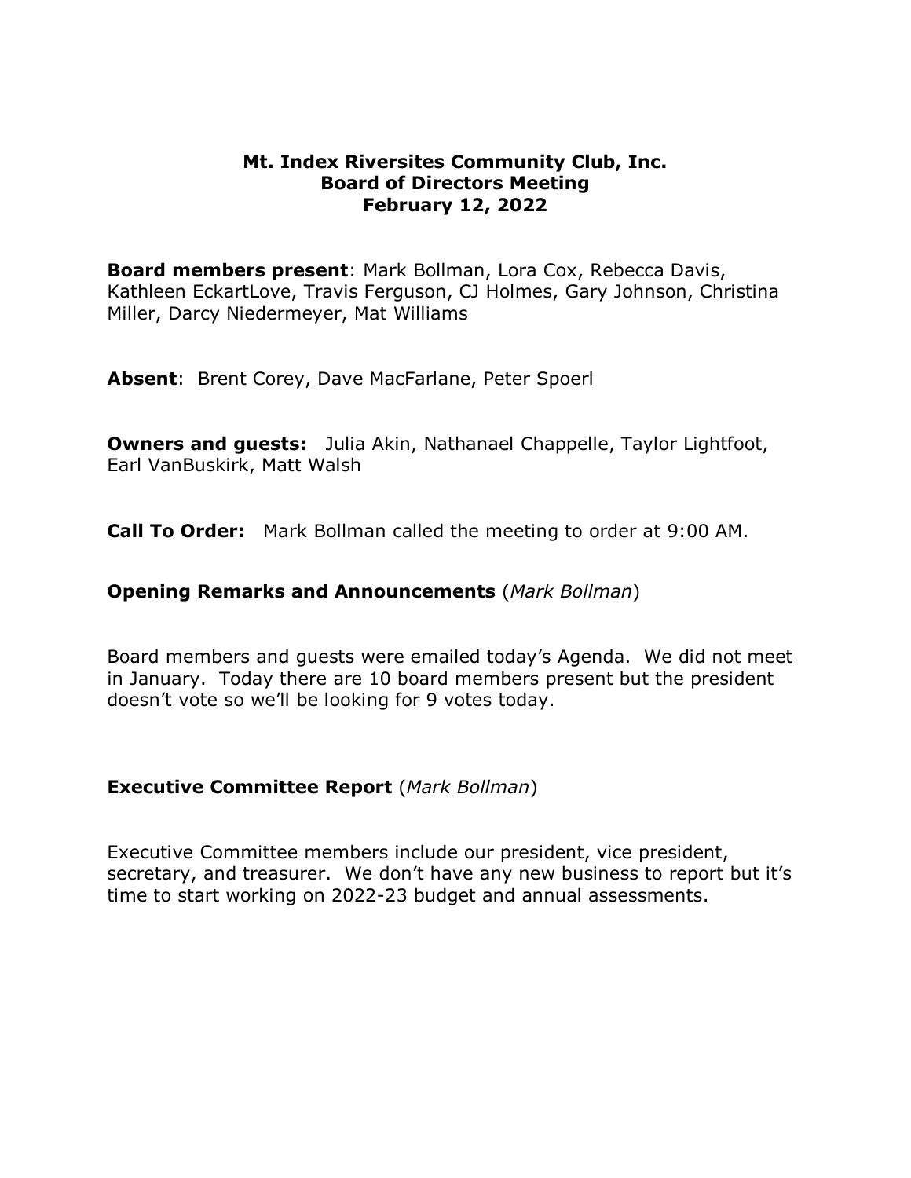# Mt. Index Riversites Community Club, Inc.
## Board of Directors Meeting
## February 12, 2022

**Board members present**: Mark Bollman, Lora Cox, Rebecca Davis, Kathleen EckartLove, Travis Ferguson, CJ Holmes, Gary Johnson, Christina Miller, Darcy Niedermeyer, Mat Williams

**Absent**: Brent Corey, Dave MacFarlane, Peter Spoerl

**Owners and guests:** Julia Akin, Nathanael Chappelle, Taylor Lightfoot, Earl VanBuskirk, Matt Walsh

**Call To Order:** Mark Bollman called the meeting to order at 9:00 AM.

### Opening Remarks and Announcements (*Mark Bollman*)

Board members and guests were emailed today's Agenda. We did not meet in January. Today there are 10 board members present but the president doesn't vote so we'll be looking for 9 votes today.

### Executive Committee Report (*Mark Bollman*)

Executive Committee members include our president, vice president, secretary, and treasurer. We don't have any new business to report but it's time to start working on 2022-23 budget and annual assessments.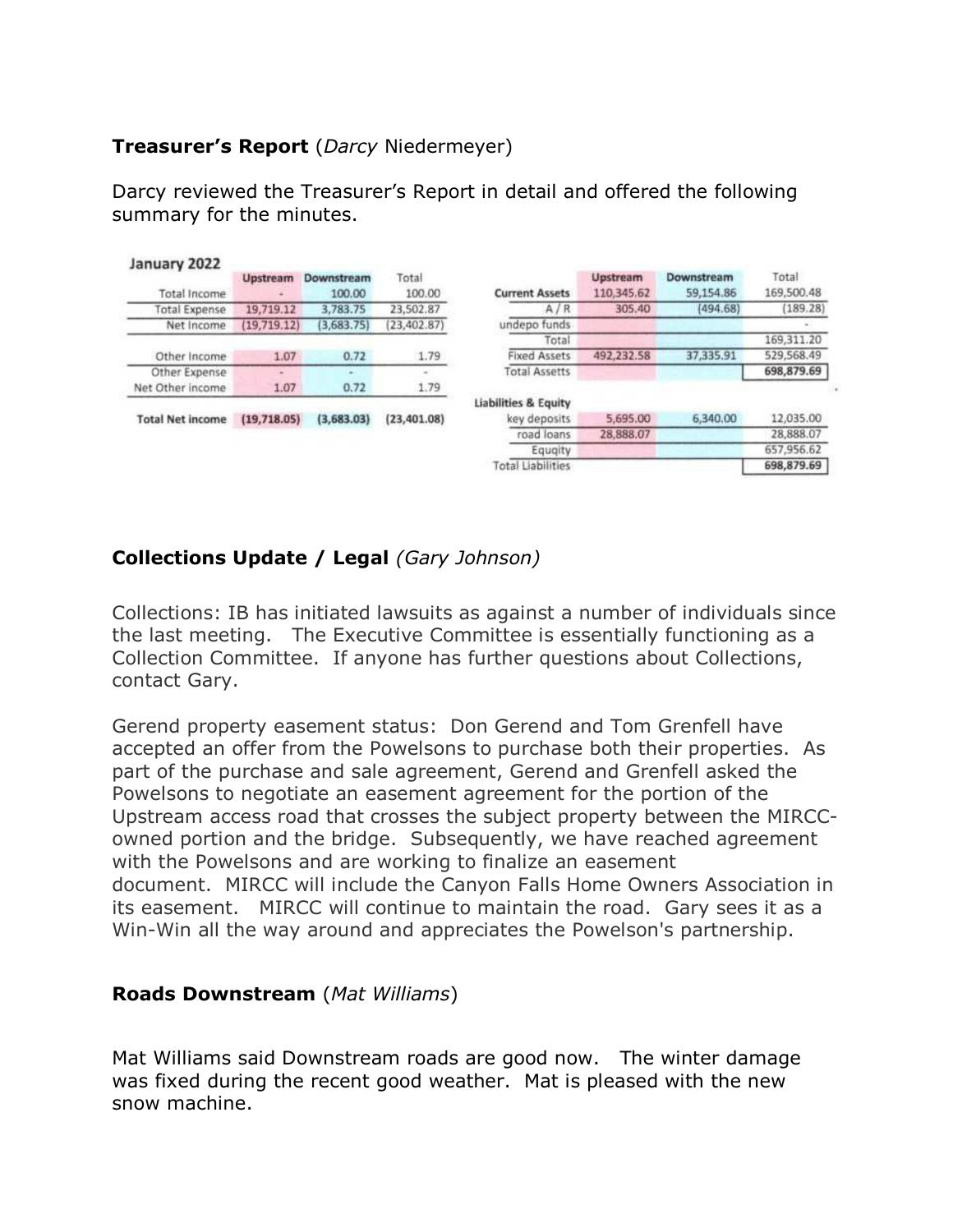**Treasurer's Report** (*Darcy* Niedermeyer)

Darcy reviewed the Treasurer's Report in detail and offered the following summary for the minutes.

**January 2022**

| | Upstream | Downstream | Total |
|---|---|---|---|
| Total Income | - | 100.00 | 100.00 |
| Total Expense | 19,719.12 | 3,783.75 | 23,502.87 |
| Net Income | (19,719.12) | (3,683.75) | (23,402.87) |
| Other Income | 1.07 | 0.72 | 1.79 |
| Other Expense | - | - | - |
| Net Other income | 1.07 | 0.72 | 1.79 |
| **Total Net income** | **(19,718.05)** | **(3,683.03)** | **(23,401.08)** |

| | Upstream | Downstream | Total |
|---|---|---|---|
| **Current Assets** | 110,345.62 | 59,154.86 | 169,500.48 |
| A / R | 305.40 | (494.68) | (189.28) |
| undepo funds | | | - |
| Total | | | 169,311.20 |
| Fixed Assets | 492,232.58 | 37,335.91 | 529,568.49 |
| Total Assetts | | | 698,879.69 |
| **Liabilities & Equity** | | | |
| key deposits | 5,695.00 | 6,340.00 | 12,035.00 |
| road loans | 28,888.07 | | 28,888.07 |
| Equqity | | | 657,956.62 |
| Total Liabilities | | | 698,879.69 |

**Collections Update / Legal** *(Gary Johnson)*

Collections: IB has initiated lawsuits as against a number of individuals since the last meeting. The Executive Committee is essentially functioning as a Collection Committee. If anyone has further questions about Collections, contact Gary.

Gerend property easement status: Don Gerend and Tom Grenfell have accepted an offer from the Powelsons to purchase both their properties. As part of the purchase and sale agreement, Gerend and Grenfell asked the Powelsons to negotiate an easement agreement for the portion of the Upstream access road that crosses the subject property between the MIRCC-owned portion and the bridge. Subsequently, we have reached agreement with the Powelsons and are working to finalize an easement document. MIRCC will include the Canyon Falls Home Owners Association in its easement. MIRCC will continue to maintain the road. Gary sees it as a Win-Win all the way around and appreciates the Powelson's partnership.

**Roads Downstream** (*Mat Williams*)

Mat Williams said Downstream roads are good now. The winter damage was fixed during the recent good weather. Mat is pleased with the new snow machine.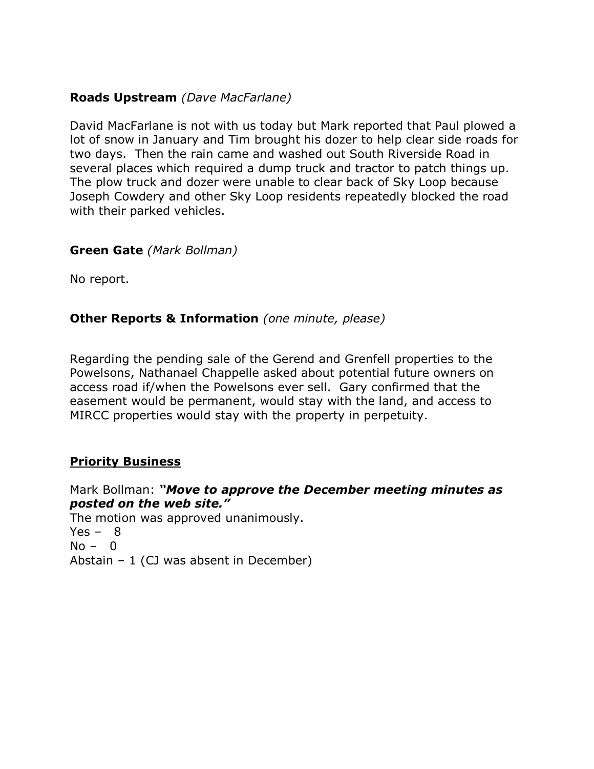**Roads Upstream** *(Dave MacFarlane)*

David MacFarlane is not with us today but Mark reported that Paul plowed a lot of snow in January and Tim brought his dozer to help clear side roads for two days. Then the rain came and washed out South Riverside Road in several places which required a dump truck and tractor to patch things up. The plow truck and dozer were unable to clear back of Sky Loop because Joseph Cowdery and other Sky Loop residents repeatedly blocked the road with their parked vehicles.

**Green Gate** *(Mark Bollman)*

No report.

**Other Reports & Information** *(one minute, please)*

Regarding the pending sale of the Gerend and Grenfell properties to the Powelsons, Nathanael Chappelle asked about potential future owners on access road if/when the Powelsons ever sell. Gary confirmed that the easement would be permanent, would stay with the land, and access to MIRCC properties would stay with the property in perpetuity.

## Priority Business

Mark Bollman: ***"Move to approve the December meeting minutes as posted on the web site."***
The motion was approved unanimously.
Yes – 8
No – 0
Abstain – 1 (CJ was absent in December)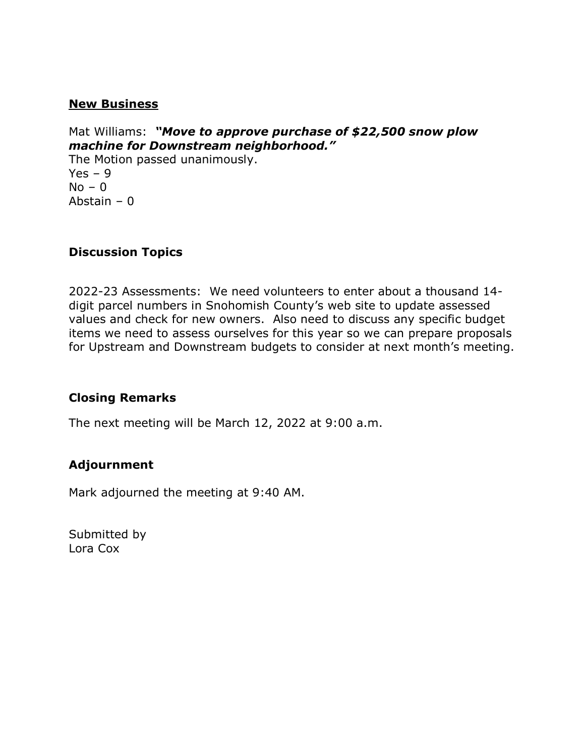**<u>New Business</u>**

Mat Williams: ***"Move to approve purchase of $22,500 snow plow machine for Downstream neighborhood."***
The Motion passed unanimously.
Yes – 9
No – 0
Abstain – 0

**Discussion Topics**

2022-23 Assessments: We need volunteers to enter about a thousand 14-digit parcel numbers in Snohomish County's web site to update assessed values and check for new owners. Also need to discuss any specific budget items we need to assess ourselves for this year so we can prepare proposals for Upstream and Downstream budgets to consider at next month's meeting.

**Closing Remarks**

The next meeting will be March 12, 2022 at 9:00 a.m.

**Adjournment**

Mark adjourned the meeting at 9:40 AM.

Submitted by
Lora Cox